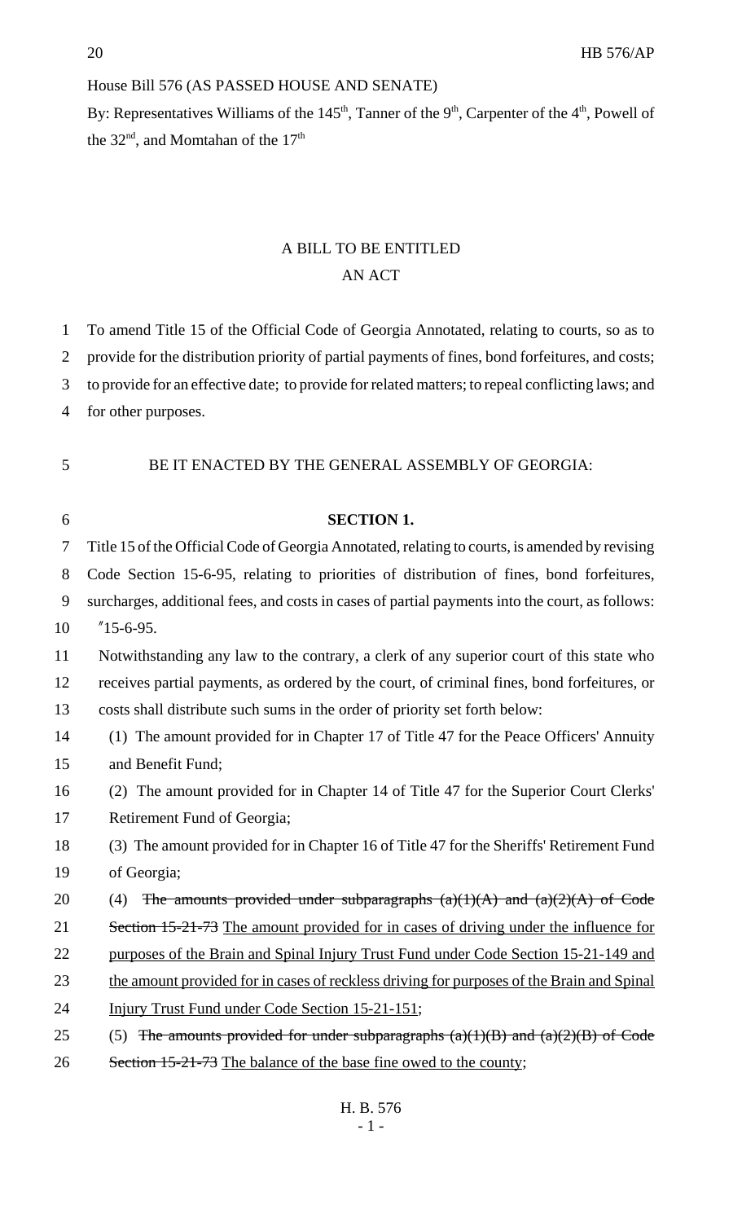House Bill 576 (AS PASSED HOUSE AND SENATE)

By: Representatives Williams of the 145th, Tanner of the 9th, Carpenter of the 4th, Powell of the 32nd, and Momtahan of the 17th

# A BILL TO BE ENTITLED
# AN ACT

1 To amend Title 15 of the Official Code of Georgia Annotated, relating to courts, so as to
2 provide for the distribution priority of partial payments of fines, bond forfeitures, and costs;
3 to provide for an effective date; to provide for related matters; to repeal conflicting laws; and
4 for other purposes.

5 BE IT ENACTED BY THE GENERAL ASSEMBLY OF GEORGIA:

6 **SECTION 1.**

7 Title 15 of the Official Code of Georgia Annotated, relating to courts, is amended by revising
8 Code Section 15-6-95, relating to priorities of distribution of fines, bond forfeitures,
9 surcharges, additional fees, and costs in cases of partial payments into the court, as follows:

10 "15-6-95.

11 Notwithstanding any law to the contrary, a clerk of any superior court of this state who
12 receives partial payments, as ordered by the court, of criminal fines, bond forfeitures, or
13 costs shall distribute such sums in the order of priority set forth below:

14 (1) The amount provided for in Chapter 17 of Title 47 for the Peace Officers' Annuity
15 and Benefit Fund;

16 (2) The amount provided for in Chapter 14 of Title 47 for the Superior Court Clerks'
17 Retirement Fund of Georgia;

18 (3) The amount provided for in Chapter 16 of Title 47 for the Sheriffs' Retirement Fund
19 of Georgia;

20 (4) ~~The amounts provided under subparagraphs (a)(1)(A) and (a)(2)(A) of Code~~
21 ~~Section 15-21-73~~ The amount provided for in cases of driving under the influence for
22 purposes of the Brain and Spinal Injury Trust Fund under Code Section 15-21-149 and
23 the amount provided for in cases of reckless driving for purposes of the Brain and Spinal
24 Injury Trust Fund under Code Section 15-21-151;

25 (5) ~~The amounts provided for under subparagraphs (a)(1)(B) and (a)(2)(B) of Code~~
26 ~~Section 15-21-73~~ The balance of the base fine owed to the county;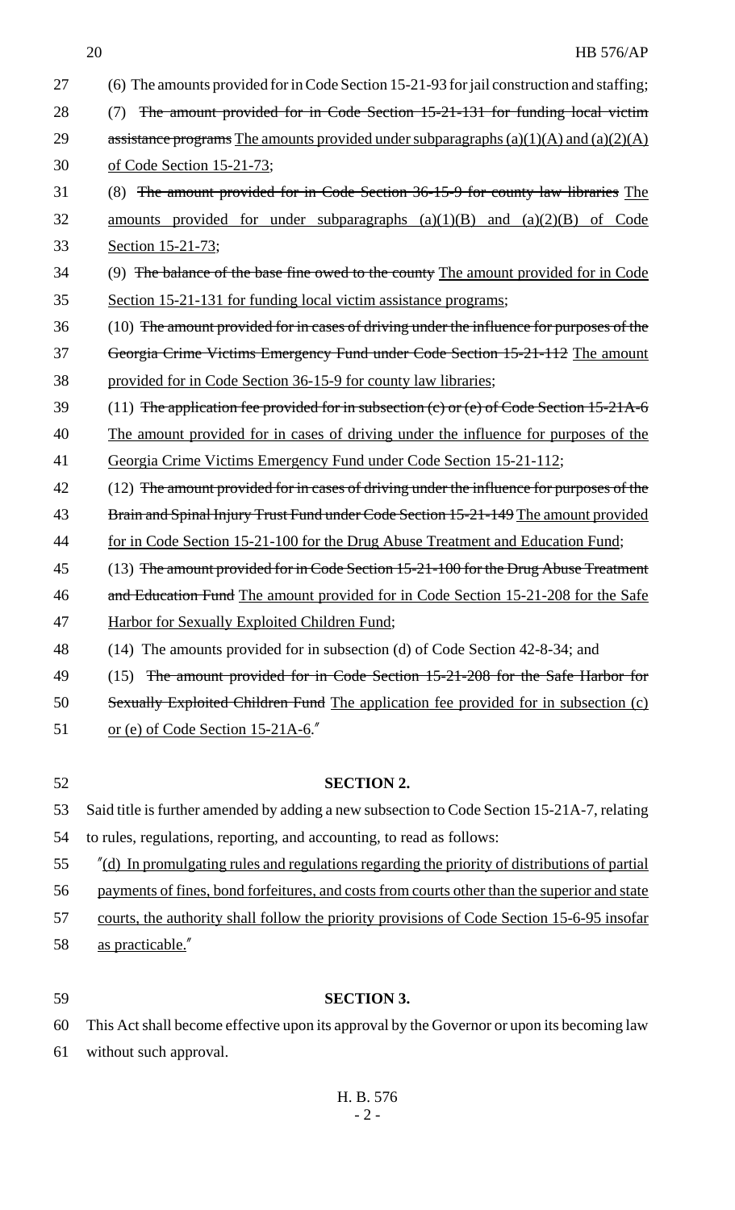(6) The amounts provided for in Code Section 15-21-93 for jail construction and staffing;

(7) ~~The amount provided for in Code Section 15-21-131 for funding local victim assistance programs~~ The amounts provided under subparagraphs (a)(1)(A) and (a)(2)(A) of Code Section 15-21-73;

(8) ~~The amount provided for in Code Section 36-15-9 for county law libraries~~ The amounts provided for under subparagraphs (a)(1)(B) and (a)(2)(B) of Code Section 15-21-73;

(9) ~~The balance of the base fine owed to the county~~ The amount provided for in Code Section 15-21-131 for funding local victim assistance programs;

(10) ~~The amount provided for in cases of driving under the influence for purposes of the Georgia Crime Victims Emergency Fund under Code Section 15-21-112~~ The amount provided for in Code Section 36-15-9 for county law libraries;

(11) ~~The application fee provided for in subsection (c) or (e) of Code Section 15-21A-6~~ The amount provided for in cases of driving under the influence for purposes of the Georgia Crime Victims Emergency Fund under Code Section 15-21-112;

(12) ~~The amount provided for in cases of driving under the influence for purposes of the Brain and Spinal Injury Trust Fund under Code Section 15-21-149~~ The amount provided for in Code Section 15-21-100 for the Drug Abuse Treatment and Education Fund;

(13) ~~The amount provided for in Code Section 15-21-100 for the Drug Abuse Treatment and Education Fund~~ The amount provided for in Code Section 15-21-208 for the Safe Harbor for Sexually Exploited Children Fund;

(14) The amounts provided for in subsection (d) of Code Section 42-8-34; and

(15) ~~The amount provided for in Code Section 15-21-208 for the Safe Harbor for Sexually Exploited Children Fund~~ The application fee provided for in subsection (c) or (e) of Code Section 15-21A-6."

**SECTION 2.**

Said title is further amended by adding a new subsection to Code Section 15-21A-7, relating to rules, regulations, reporting, and accounting, to read as follows:

"(d) In promulgating rules and regulations regarding the priority of distributions of partial payments of fines, bond forfeitures, and costs from courts other than the superior and state courts, the authority shall follow the priority provisions of Code Section 15-6-95 insofar as practicable."

**SECTION 3.**

This Act shall become effective upon its approval by the Governor or upon its becoming law without such approval.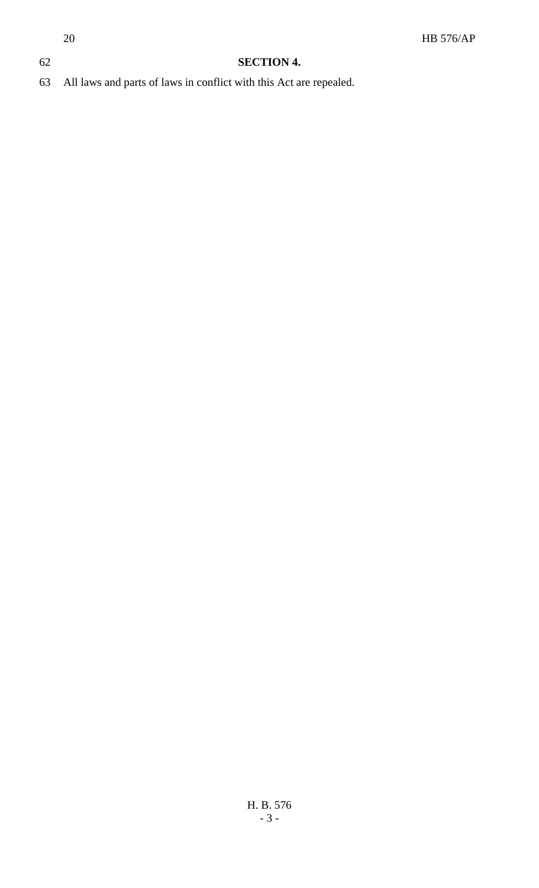**SECTION 4.**

All laws and parts of laws in conflict with this Act are repealed.